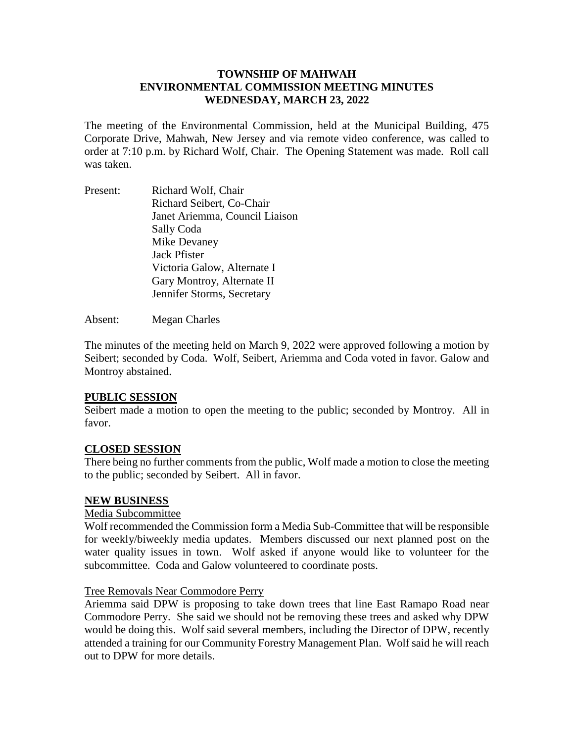# TOWNSHIP OF MAHWAH
# ENVIRONMENTAL COMMISSION MEETING MINUTES
# WEDNESDAY, MARCH 23, 2022

The meeting of the Environmental Commission, held at the Municipal Building, 475 Corporate Drive, Mahwah, New Jersey and via remote video conference, was called to order at 7:10 p.m. by Richard Wolf, Chair. The Opening Statement was made. Roll call was taken.

Present: Richard Wolf, Chair
Richard Seibert, Co-Chair
Janet Ariemma, Council Liaison
Sally Coda
Mike Devaney
Jack Pfister
Victoria Galow, Alternate I
Gary Montroy, Alternate II
Jennifer Storms, Secretary

Absent: Megan Charles

The minutes of the meeting held on March 9, 2022 were approved following a motion by Seibert; seconded by Coda. Wolf, Seibert, Ariemma and Coda voted in favor. Galow and Montroy abstained.

## PUBLIC SESSION

Seibert made a motion to open the meeting to the public; seconded by Montroy. All in favor.

## CLOSED SESSION

There being no further comments from the public, Wolf made a motion to close the meeting to the public; seconded by Seibert. All in favor.

## NEW BUSINESS

### Media Subcommittee

Wolf recommended the Commission form a Media Sub-Committee that will be responsible for weekly/biweekly media updates. Members discussed our next planned post on the water quality issues in town. Wolf asked if anyone would like to volunteer for the subcommittee. Coda and Galow volunteered to coordinate posts.

### Tree Removals Near Commodore Perry

Ariemma said DPW is proposing to take down trees that line East Ramapo Road near Commodore Perry. She said we should not be removing these trees and asked why DPW would be doing this. Wolf said several members, including the Director of DPW, recently attended a training for our Community Forestry Management Plan. Wolf said he will reach out to DPW for more details.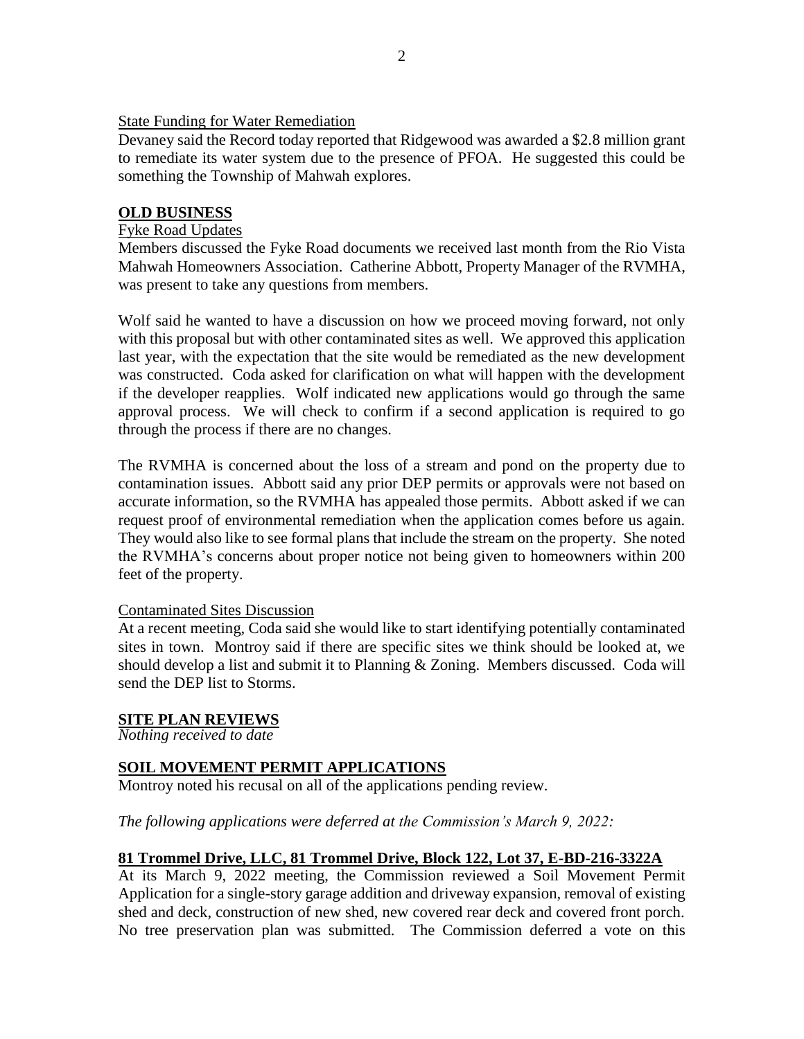State Funding for Water Remediation

Devaney said the Record today reported that Ridgewood was awarded a \$2.8 million grant to remediate its water system due to the presence of PFOA. He suggested this could be something the Township of Mahwah explores.

## OLD BUSINESS

Fyke Road Updates

Members discussed the Fyke Road documents we received last month from the Rio Vista Mahwah Homeowners Association. Catherine Abbott, Property Manager of the RVMHA, was present to take any questions from members.

Wolf said he wanted to have a discussion on how we proceed moving forward, not only with this proposal but with other contaminated sites as well. We approved this application last year, with the expectation that the site would be remediated as the new development was constructed. Coda asked for clarification on what will happen with the development if the developer reapplies. Wolf indicated new applications would go through the same approval process. We will check to confirm if a second application is required to go through the process if there are no changes.

The RVMHA is concerned about the loss of a stream and pond on the property due to contamination issues. Abbott said any prior DEP permits or approvals were not based on accurate information, so the RVMHA has appealed those permits. Abbott asked if we can request proof of environmental remediation when the application comes before us again. They would also like to see formal plans that include the stream on the property. She noted the RVMHA's concerns about proper notice not being given to homeowners within 200 feet of the property.

Contaminated Sites Discussion

At a recent meeting, Coda said she would like to start identifying potentially contaminated sites in town. Montroy said if there are specific sites we think should be looked at, we should develop a list and submit it to Planning & Zoning. Members discussed. Coda will send the DEP list to Storms.

## SITE PLAN REVIEWS

*Nothing received to date*

## SOIL MOVEMENT PERMIT APPLICATIONS

Montroy noted his recusal on all of the applications pending review.

*The following applications were deferred at the Commission's March 9, 2022:*

### 81 Trommel Drive, LLC, 81 Trommel Drive, Block 122, Lot 37, E-BD-216-3322A

At its March 9, 2022 meeting, the Commission reviewed a Soil Movement Permit Application for a single-story garage addition and driveway expansion, removal of existing shed and deck, construction of new shed, new covered rear deck and covered front porch. No tree preservation plan was submitted. The Commission deferred a vote on this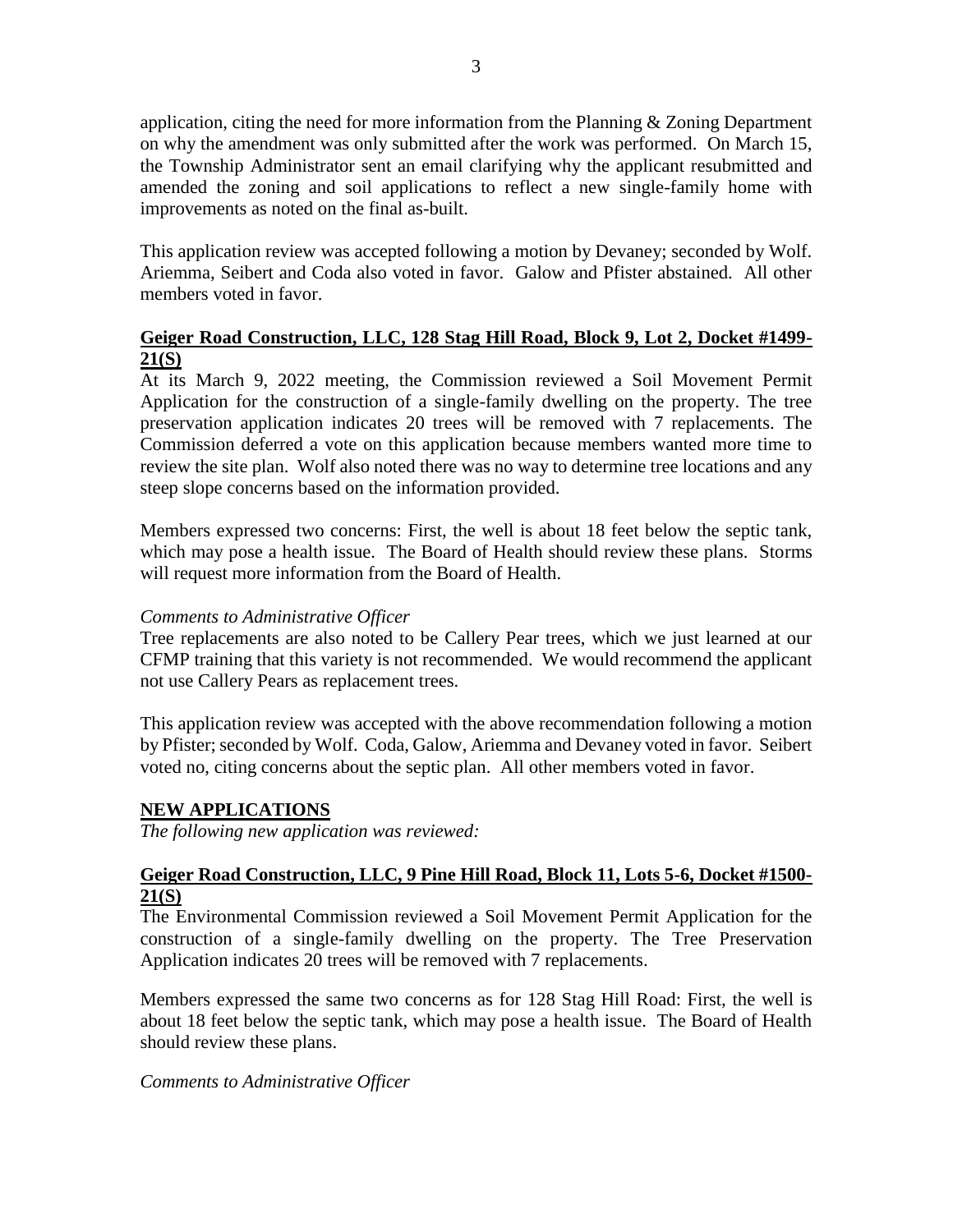application, citing the need for more information from the Planning & Zoning Department on why the amendment was only submitted after the work was performed. On March 15, the Township Administrator sent an email clarifying why the applicant resubmitted and amended the zoning and soil applications to reflect a new single-family home with improvements as noted on the final as-built.

This application review was accepted following a motion by Devaney; seconded by Wolf. Ariemma, Seibert and Coda also voted in favor. Galow and Pfister abstained. All other members voted in favor.

**Geiger Road Construction, LLC, 128 Stag Hill Road, Block 9, Lot 2, Docket #1499-21(S)**

At its March 9, 2022 meeting, the Commission reviewed a Soil Movement Permit Application for the construction of a single-family dwelling on the property. The tree preservation application indicates 20 trees will be removed with 7 replacements. The Commission deferred a vote on this application because members wanted more time to review the site plan. Wolf also noted there was no way to determine tree locations and any steep slope concerns based on the information provided.

Members expressed two concerns: First, the well is about 18 feet below the septic tank, which may pose a health issue. The Board of Health should review these plans. Storms will request more information from the Board of Health.

*Comments to Administrative Officer*

Tree replacements are also noted to be Callery Pear trees, which we just learned at our CFMP training that this variety is not recommended. We would recommend the applicant not use Callery Pears as replacement trees.

This application review was accepted with the above recommendation following a motion by Pfister; seconded by Wolf. Coda, Galow, Ariemma and Devaney voted in favor. Seibert voted no, citing concerns about the septic plan. All other members voted in favor.

## NEW APPLICATIONS

*The following new application was reviewed:*

**Geiger Road Construction, LLC, 9 Pine Hill Road, Block 11, Lots 5-6, Docket #1500-21(S)**

The Environmental Commission reviewed a Soil Movement Permit Application for the construction of a single-family dwelling on the property. The Tree Preservation Application indicates 20 trees will be removed with 7 replacements.

Members expressed the same two concerns as for 128 Stag Hill Road: First, the well is about 18 feet below the septic tank, which may pose a health issue. The Board of Health should review these plans.

*Comments to Administrative Officer*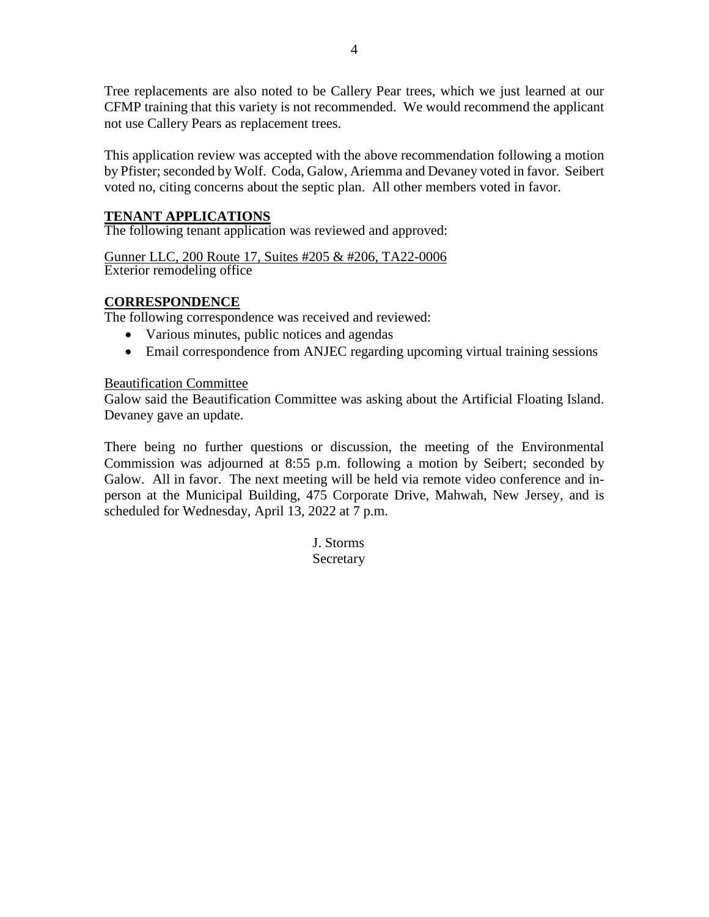Tree replacements are also noted to be Callery Pear trees, which we just learned at our CFMP training that this variety is not recommended. We would recommend the applicant not use Callery Pears as replacement trees.

This application review was accepted with the above recommendation following a motion by Pfister; seconded by Wolf. Coda, Galow, Ariemma and Devaney voted in favor. Seibert voted no, citing concerns about the septic plan. All other members voted in favor.

## TENANT APPLICATIONS

The following tenant application was reviewed and approved:

Gunner LLC, 200 Route 17, Suites #205 & #206, TA22-0006
Exterior remodeling office

## CORRESPONDENCE

The following correspondence was received and reviewed:

- Various minutes, public notices and agendas
- Email correspondence from ANJEC regarding upcoming virtual training sessions

Beautification Committee
Galow said the Beautification Committee was asking about the Artificial Floating Island. Devaney gave an update.

There being no further questions or discussion, the meeting of the Environmental Commission was adjourned at 8:55 p.m. following a motion by Seibert; seconded by Galow. All in favor. The next meeting will be held via remote video conference and in-person at the Municipal Building, 475 Corporate Drive, Mahwah, New Jersey, and is scheduled for Wednesday, April 13, 2022 at 7 p.m.

J. Storms
Secretary